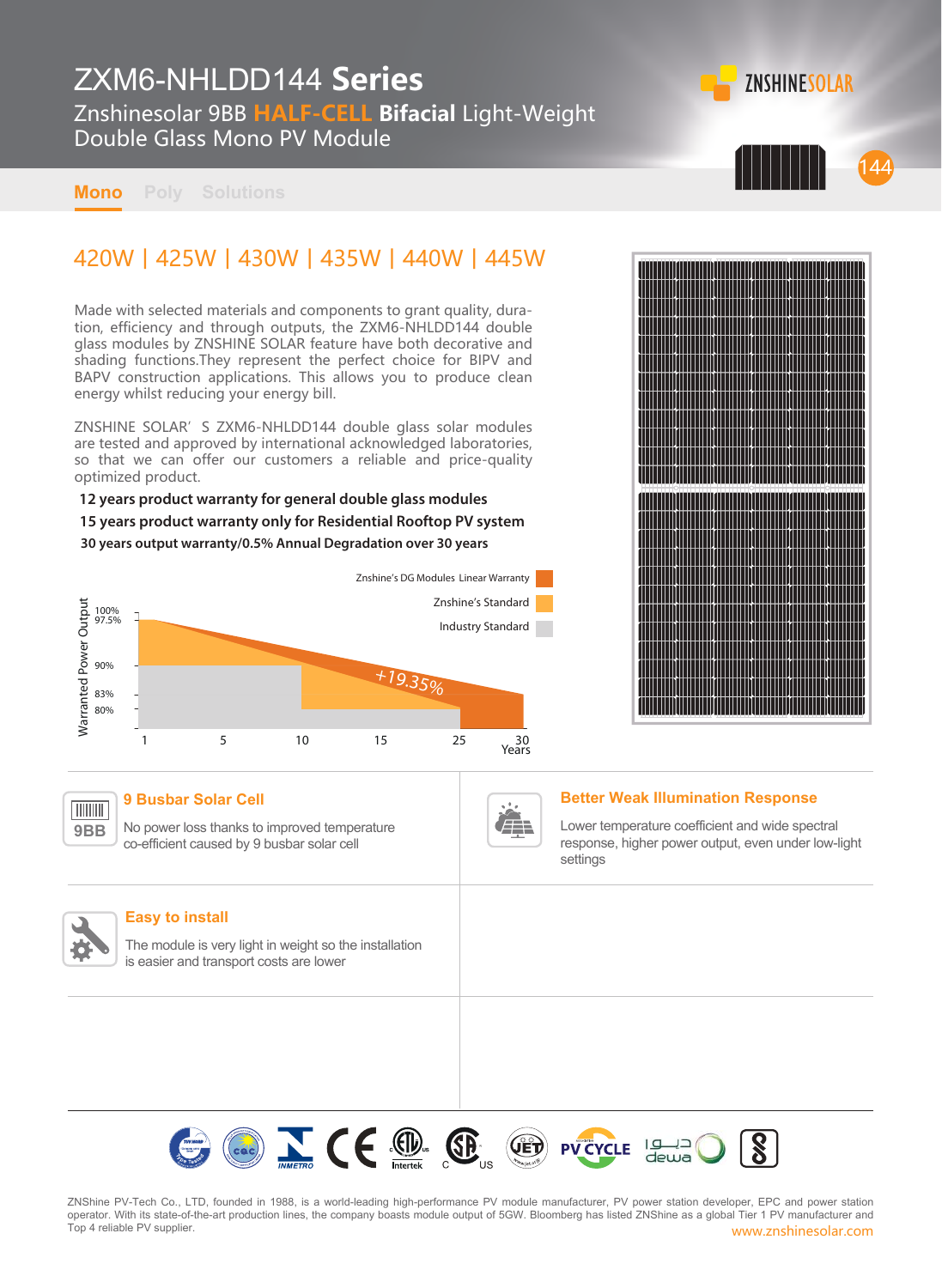# ZXM6-NHLDD144 **Series**

## Znshinesolar 9BB **HALF-CELL** **Bifacial** Light-Weight Double Glass Mono PV Module

ZNSHINESOLAR

144

**Mono** Poly Solutions

## 420W | 425W | 430W | 435W | 440W | 445W

Made with selected materials and components to grant quality, duration, efficiency and through outputs, the ZXM6-NHLDD144 double glass modules by ZNSHINE SOLAR feature have both decorative and shading functions.They represent the perfect choice for BIPV and BAPV construction applications. This allows you to produce clean energy whilst reducing your energy bill.

ZNSHINE SOLAR' S ZXM6-NHLDD144 double glass solar modules are tested and approved by international acknowledged laboratories, so that we can offer our customers a reliable and price-quality optimized product.

**12 years product warranty for general double glass modules**

**15 years product warranty only for Residential Rooftop PV system**

**30 years output warranty/0.5% Annual Degradation over 30 years**

Znshine's DG Modules Linear Warranty

Znshine's Standard

Industry Standard

Warranted Power Output: 100%, 97.5%, 90%, 83%, 80%

+19.35%

Years: 1, 5, 10, 15, 25, 30

### 9 Busbar Solar Cell

9BB

No power loss thanks to improved temperature co-efficient caused by 9 busbar solar cell

### Better Weak Illumination Response

Lower temperature coefficient and wide spectral response, higher power output, even under low-light settings

### Easy to install

The module is very light in weight so the installation is easier and transport costs are lower

ZNShine PV-Tech Co., LTD, founded in 1988, is a world-leading high-performance PV module manufacturer, PV power station developer, EPC and power station operator. With its state-of-the-art production lines, the company boasts module output of 5GW. Bloomberg has listed ZNShine as a global Tier 1 PV manufacturer and Top 4 reliable PV supplier.

www.znshinesolar.com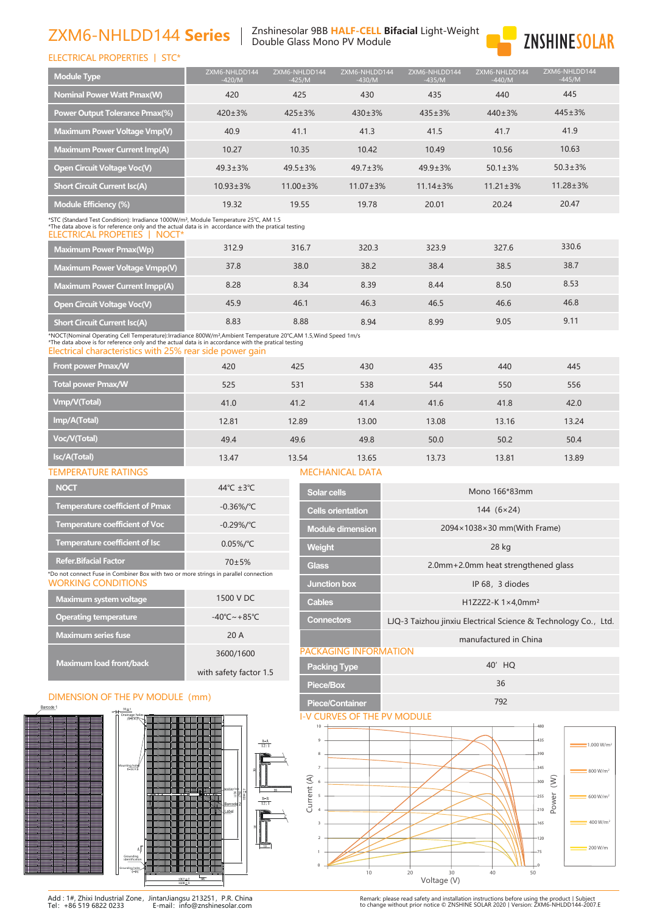# ZXM6-NHLDD144 Series

Znshinesolar 9BB **HALF-CELL** **Bifacial** Light-Weight Double Glass Mono PV Module

ZNSHINESOLAR

## ELECTRICAL PROPERTIES | STC*

| Module Type | ZXM6-NHLDD144-420/M | ZXM6-NHLDD144-425/M | ZXM6-NHLDD144-430/M | ZXM6-NHLDD144-435/M | ZXM6-NHLDD144-440/M | ZXM6-NHLDD144-445/M |
|---|---|---|---|---|---|---|
| Nominal Power Watt Pmax(W) | 420 | 425 | 430 | 435 | 440 | 445 |
| Power Output Tolerance Pmax(%) | 420±3% | 425±3% | 430±3% | 435±3% | 440±3% | 445±3% |
| Maximum Power Voltage Vmp(V) | 40.9 | 41.1 | 41.3 | 41.5 | 41.7 | 41.9 |
| Maximum Power Current Imp(A) | 10.27 | 10.35 | 10.42 | 10.49 | 10.56 | 10.63 |
| Open Circuit Voltage Voc(V) | 49.3±3% | 49.5±3% | 49.7±3% | 49.9±3% | 50.1±3% | 50.3±3% |
| Short Circuit Current Isc(A) | 10.93±3% | 11.00±3% | 11.07±3% | 11.14±3% | 11.21±3% | 11.28±3% |
| Module Efficiency (%) | 19.32 | 19.55 | 19.78 | 20.01 | 20.24 | 20.47 |

*STC (Standard Test Condition): Irradiance 1000W/m², Module Temperature 25℃, AM 1.5
*The data above is for reference only and the actual data is in accordance with the pratical testing

## ELECTRICAL PROPIES | NOCT*

| | | | | | | |
|---|---|---|---|---|---|---|
| Maximum Power Pmax(Wp) | 312.9 | 316.7 | 320.3 | 323.9 | 327.6 | 330.6 |
| Maximum Power Voltage Vmpp(V) | 37.8 | 38.0 | 38.2 | 38.4 | 38.5 | 38.7 |
| Maximum Power Current Impp(A) | 8.28 | 8.34 | 8.39 | 8.44 | 8.50 | 8.53 |
| Open Circuit Voltage Voc(V) | 45.9 | 46.1 | 46.3 | 46.5 | 46.6 | 46.8 |
| Short Circuit Current Isc(A) | 8.83 | 8.88 | 8.94 | 8.99 | 9.05 | 9.11 |

*NOCT(Nominal Operating Cell Temperature):Irradiance 800W/m²,Ambient Temperature 20℃,AM 1.5,Wind Speed 1m/s
*The data above is for reference only and the actual data is in accordance with the pratical testing

## Electrical characteristics with 25% rear side power gain

| | | | | | | |
|---|---|---|---|---|---|---|
| Front power Pmax/W | 420 | 425 | 430 | 435 | 440 | 445 |
| Total power Pmax/W | 525 | 531 | 538 | 544 | 550 | 556 |
| Vmp/V(Total) | 41.0 | 41.2 | 41.4 | 41.6 | 41.8 | 42.0 |
| Imp/A(Total) | 12.81 | 12.89 | 13.00 | 13.08 | 13.16 | 13.24 |
| Voc/V(Total) | 49.4 | 49.6 | 49.8 | 50.0 | 50.2 | 50.4 |
| Isc/A(Total) | 13.47 | 13.54 | 13.65 | 13.73 | 13.81 | 13.89 |

## TEMPERATURE RATINGS

| | |
|---|---|
| NOCT | 44℃ ±3℃ |
| Temperature coefficient of Pmax | -0.36%/℃ |
| Temperature coefficient of Voc | -0.29%/℃ |
| Temperature coefficient of Isc | 0.05%/℃ |
| Refer.Bifacial Factor | 70±5% |

*Do not connect Fuse in Combiner Box with two or more strings in parallel connection

## WORKING CONDITIONS

| | |
|---|---|
| Maximum system voltage | 1500 V DC |
| Operating temperature | -40℃~+85℃ |
| Maximum series fuse | 20 A |
| Maximum load front/back | 3600/1600 with safety factor 1.5 |

## MECHANICAL DATA

| | |
|---|---|
| Solar cells | Mono 166*83mm |
| Cells orientation | 144 (6×24) |
| Module dimension | 2094×1038×30 mm(With Frame) |
| Weight | 28 kg |
| Glass | 2.0mm+2.0mm heat strengthened glass |
| Junction box | IP 68, 3 diodes |
| Cables | H1Z2Z2-K 1×4,0mm² |
| Connectors | LJQ-3 Taizhou jinxiu Electrical Science & Technology Co., Ltd. manufactured in China |

## PACKAGING INFORMATION

| | |
|---|---|
| Packing Type | 40' HQ |
| Piece/Box | 36 |
| Piece/Container | 792 |

## DIMENSION OF THE PV MODULE (mm)

Barcode 1
Drainage holes
Mounting holes
Junction box
Barcode 2
Label
Grounding identification
Grounding holes
A-A
B-B

## I-V CURVES OF THE PV MODULE

Current (A)
Voltage (V)
Power (W)
1,000 W/m²
800 W/m²
600 W/m²
400 W/m²
200 W/m

Add : 1#, Zhixi Industrial Zone, JintanJiangsu 213251, P.R. China
Tel: +86 519 6822 0233 E-mail: info@znshinesolar.com

Remark: please read safety and installation instructions before using the product | Subject to change without prior notice © ZNSHINE SOLAR 2020 | Version: ZXM6-NHLDD144-2007.E